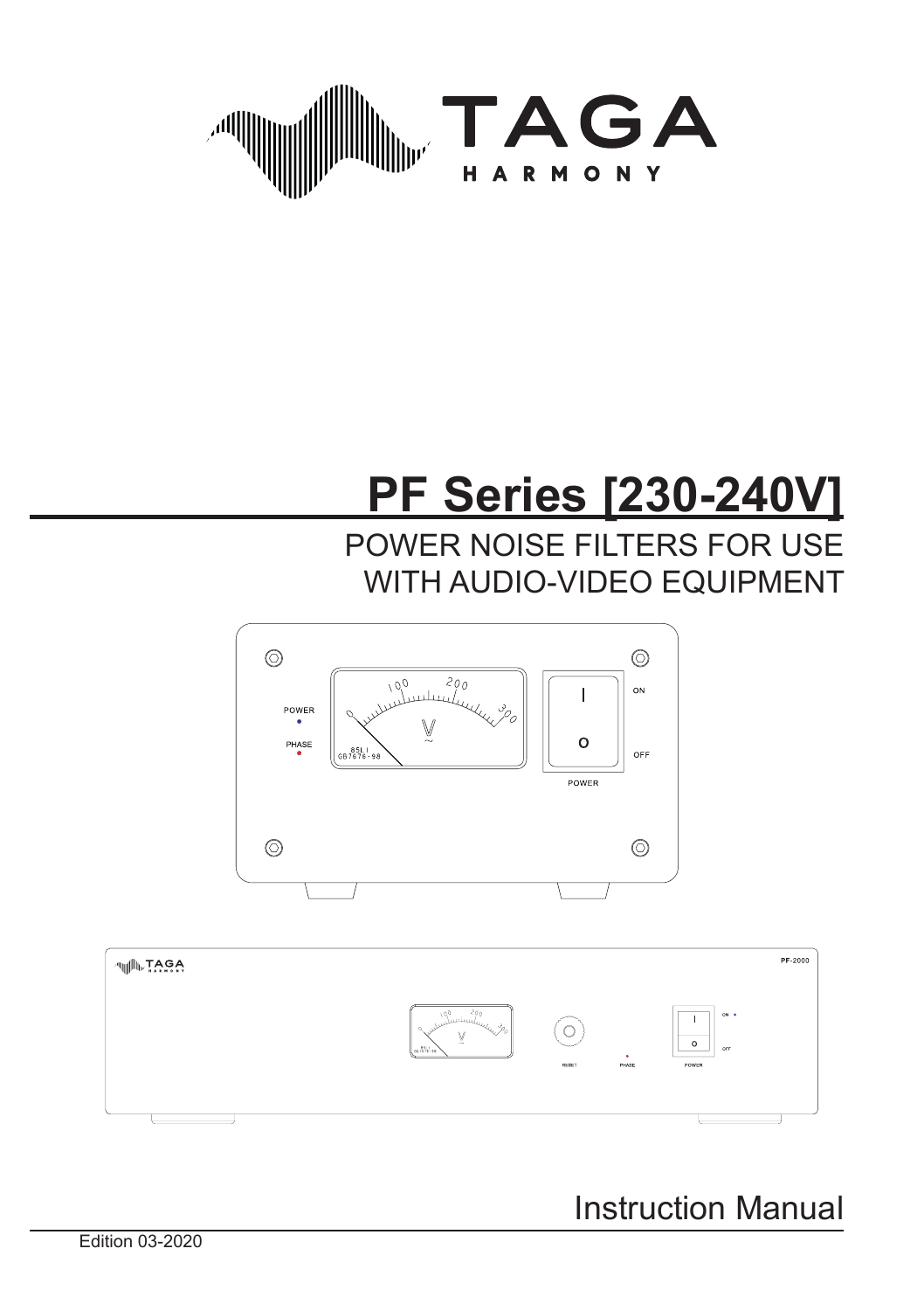TAGA

HARMONY

# PF Series [230-240V]

## POWER NOISE FILTERS FOR USE WITH AUDIO-VIDEO EQUIPMENT

Instruction Manual

Edition 03-2020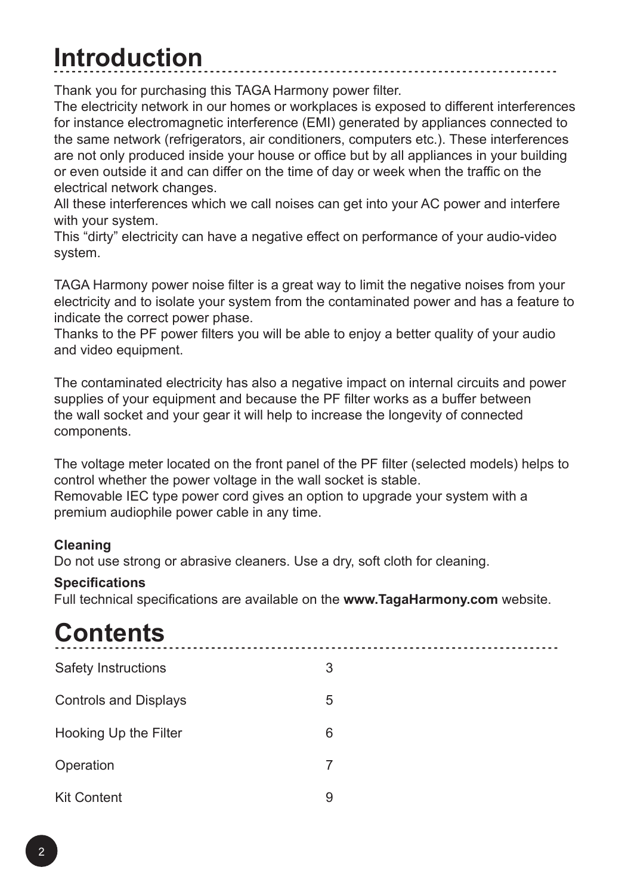# Introduction

Thank you for purchasing this TAGA Harmony power filter.
The electricity network in our homes or workplaces is exposed to different interferences for instance electromagnetic interference (EMI) generated by appliances connected to the same network (refrigerators, air conditioners, computers etc.). These interferences are not only produced inside your house or office but by all appliances in your building or even outside it and can differ on the time of day or week when the traffic on the electrical network changes.
All these interferences which we call noises can get into your AC power and interfere with your system.
This "dirty" electricity can have a negative effect on performance of your audio-video system.

TAGA Harmony power noise filter is a great way to limit the negative noises from your electricity and to isolate your system from the contaminated power and has a feature to indicate the correct power phase.
Thanks to the PF power filters you will be able to enjoy a better quality of your audio and video equipment.

The contaminated electricity has also a negative impact on internal circuits and power supplies of your equipment and because the PF filter works as a buffer between the wall socket and your gear it will help to increase the longevity of connected components.

The voltage meter located on the front panel of the PF filter (selected models) helps to control whether the power voltage in the wall socket is stable.
Removable IEC type power cord gives an option to upgrade your system with a premium audiophile power cable in any time.

**Cleaning**
Do not use strong or abrasive cleaners. Use a dry, soft cloth for cleaning.

**Specifications**
Full technical specifications are available on the **www.TagaHarmony.com** website.

# Contents

| | |
|---|---|
| Safety Instructions | 3 |
| Controls and Displays | 5 |
| Hooking Up the Filter | 6 |
| Operation | 7 |
| Kit Content | 9 |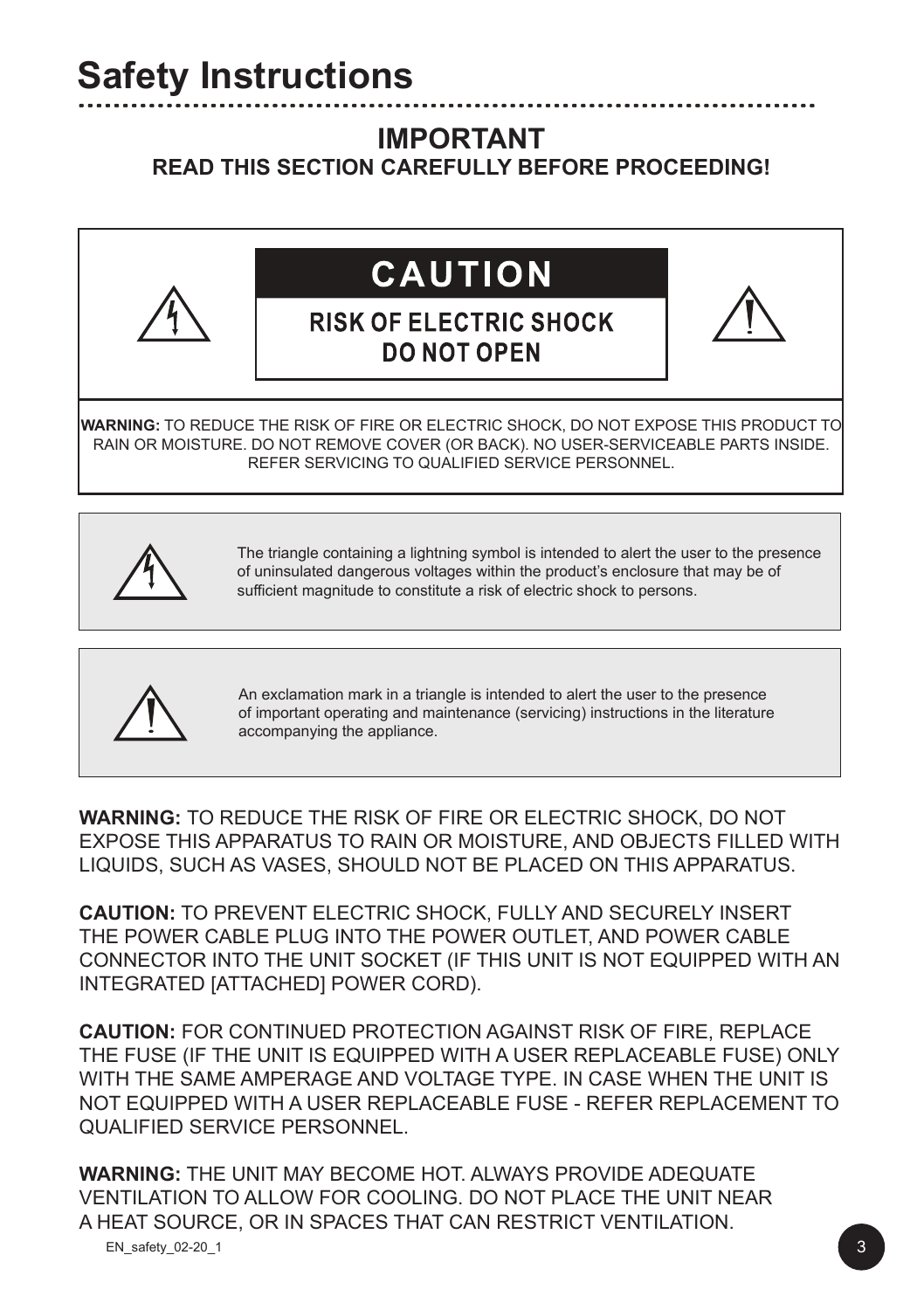# Safety Instructions

## IMPORTANT

**READ THIS SECTION CAREFULLY BEFORE PROCEEDING!**

**CAUTION**

**RISK OF ELECTRIC SHOCK**
**DO NOT OPEN**

**WARNING:** TO REDUCE THE RISK OF FIRE OR ELECTRIC SHOCK, DO NOT EXPOSE THIS PRODUCT TO RAIN OR MOISTURE. DO NOT REMOVE COVER (OR BACK). NO USER-SERVICEABLE PARTS INSIDE. REFER SERVICING TO QUALIFIED SERVICE PERSONNEL.

The triangle containing a lightning symbol is intended to alert the user to the presence of uninsulated dangerous voltages within the product's enclosure that may be of sufficient magnitude to constitute a risk of electric shock to persons.

An exclamation mark in a triangle is intended to alert the user to the presence of important operating and maintenance (servicing) instructions in the literature accompanying the appliance.

**WARNING:** TO REDUCE THE RISK OF FIRE OR ELECTRIC SHOCK, DO NOT EXPOSE THIS APPARATUS TO RAIN OR MOISTURE, AND OBJECTS FILLED WITH LIQUIDS, SUCH AS VASES, SHOULD NOT BE PLACED ON THIS APPARATUS.

**CAUTION:** TO PREVENT ELECTRIC SHOCK, FULLY AND SECURELY INSERT THE POWER CABLE PLUG INTO THE POWER OUTLET, AND POWER CABLE CONNECTOR INTO THE UNIT SOCKET (IF THIS UNIT IS NOT EQUIPPED WITH AN INTEGRATED [ATTACHED] POWER CORD).

**CAUTION:** FOR CONTINUED PROTECTION AGAINST RISK OF FIRE, REPLACE THE FUSE (IF THE UNIT IS EQUIPPED WITH A USER REPLACEABLE FUSE) ONLY WITH THE SAME AMPERAGE AND VOLTAGE TYPE. IN CASE WHEN THE UNIT IS NOT EQUIPPED WITH A USER REPLACEABLE FUSE - REFER REPLACEMENT TO QUALIFIED SERVICE PERSONNEL.

**WARNING:** THE UNIT MAY BECOME HOT. ALWAYS PROVIDE ADEQUATE VENTILATION TO ALLOW FOR COOLING. DO NOT PLACE THE UNIT NEAR A HEAT SOURCE, OR IN SPACES THAT CAN RESTRICT VENTILATION.

EN_safety_02-20_1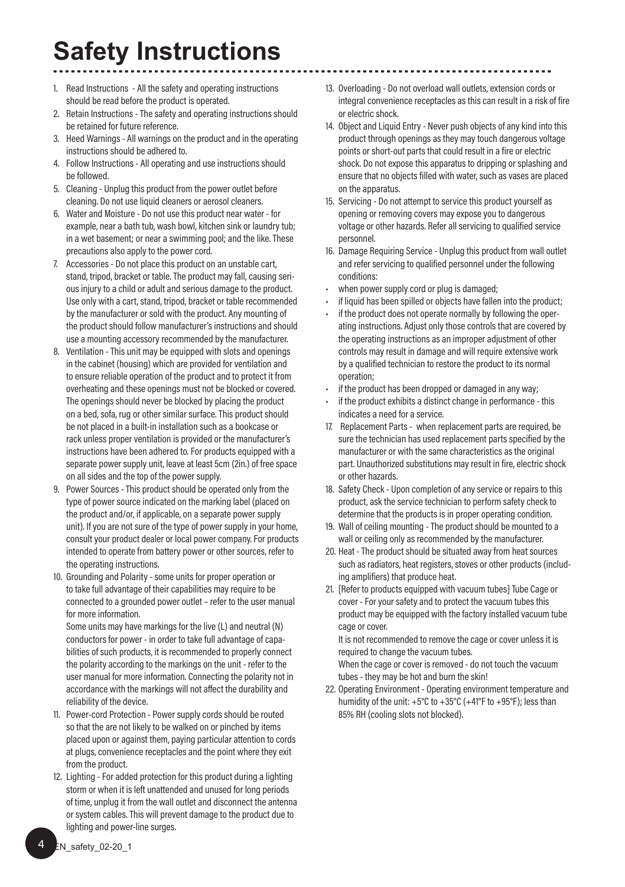# Safety Instructions

1. Read Instructions - All the safety and operating instructions should be read before the product is operated.
2. Retain Instructions - The safety and operating instructions should be retained for future reference.
3. Heed Warnings - All warnings on the product and in the operating instructions should be adhered to.
4. Follow Instructions - All operating and use instructions should be followed.
5. Cleaning - Unplug this product from the power outlet before cleaning. Do not use liquid cleaners or aerosol cleaners.
6. Water and Moisture - Do not use this product near water - for example, near a bath tub, wash bowl, kitchen sink or laundry tub; in a wet basement; or near a swimming pool; and the like. These precautions also apply to the power cord.
7. Accessories - Do not place this product on an unstable cart, stand, tripod, bracket or table. The product may fall, causing serious injury to a child or adult and serious damage to the product. Use only with a cart, stand, tripod, bracket or table recommended by the manufacturer or sold with the product. Any mounting of the product should follow manufacturer's instructions and should use a mounting accessory recommended by the manufacturer.
8. Ventilation - This unit may be equipped with slots and openings in the cabinet (housing) which are provided for ventilation and to ensure reliable operation of the product and to protect it from overheating and these openings must not be blocked or covered. The openings should never be blocked by placing the product on a bed, sofa, rug or other similar surface. This product should be not placed in a built-in installation such as a bookcase or rack unless proper ventilation is provided or the manufacturer's instructions have been adhered to. For products equipped with a separate power supply unit, leave at least 5cm (2in.) of free space on all sides and the top of the power supply.
9. Power Sources - This product should be operated only from the type of power source indicated on the marking label (placed on the product and/or, if applicable, on a separate power supply unit). If you are not sure of the type of power supply in your home, consult your product dealer or local power company. For products intended to operate from battery power or other sources, refer to the operating instructions.
10. Grounding and Polarity - some units for proper operation or to take full advantage of their capabilities may require to be connected to a grounded power outlet – refer to the user manual for more information.

    Some units may have markings for the live (L) and neutral (N) conductors for power - in order to take full advantage of capabilities of such products, it is recommended to properly connect the polarity according to the markings on the unit - refer to the user manual for more information. Connecting the polarity not in accordance with the markings will not affect the durability and reliability of the device.
11. Power-cord Protection - Power supply cords should be routed so that the are not likely to be walked on or pinched by items placed upon or against them, paying particular attention to cords at plugs, convenience receptacles and the point where they exit from the product.
12. Lighting - For added protection for this product during a lighting storm or when it is left unattended and unused for long periods of time, unplug it from the wall outlet and disconnect the antenna or system cables. This will prevent damage to the product due to lighting and power-line surges.
13. Overloading - Do not overload wall outlets, extension cords or integral convenience receptacles as this can result in a risk of fire or electric shock.
14. Object and Liquid Entry - Never push objects of any kind into this product through openings as they may touch dangerous voltage points or short-out parts that could result in a fire or electric shock. Do not expose this apparatus to dripping or splashing and ensure that no objects filled with water, such as vases are placed on the apparatus.
15. Servicing - Do not attempt to service this product yourself as opening or removing covers may expose you to dangerous voltage or other hazards. Refer all servicing to qualified service personnel.
16. Damage Requiring Service - Unplug this product from wall outlet and refer servicing to qualified personnel under the following conditions:
    - when power supply cord or plug is damaged;
    - if liquid has been spilled or objects have fallen into the product;
    - if the product does not operate normally by following the operating instructions. Adjust only those controls that are covered by the operating instructions as an improper adjustment of other controls may result in damage and will require extensive work by a qualified technician to restore the product to its normal operation;
    - if the product has been dropped or damaged in any way;
    - if the product exhibits a distinct change in performance - this indicates a need for a service.
17. Replacement Parts - when replacement parts are required, be sure the technician has used replacement parts specified by the manufacturer or with the same characteristics as the original part. Unauthorized substitutions may result in fire, electric shock or other hazards.
18. Safety Check - Upon completion of any service or repairs to this product, ask the service technician to perform safety check to determine that the products is in proper operating condition.
19. Wall of ceiling mounting - The product should be mounted to a wall or ceiling only as recommended by the manufacturer.
20. Heat - The product should be situated away from heat sources such as radiators, heat registers, stoves or other products (including amplifiers) that produce heat.
21. [Refer to products equipped with vacuum tubes] Tube Cage or cover - For your safety and to protect the vacuum tubes this product may be equipped with the factory installed vacuum tube cage or cover.

    It is not recommended to remove the cage or cover unless it is required to change the vacuum tubes.

    When the cage or cover is removed - do not touch the vacuum tubes - they may be hot and burn the skin!
22. Operating Environment - Operating environment temperature and humidity of the unit: +5°C to +35°C (+41°F to +95°F); less than 85% RH (cooling slots not blocked).

EN_safety_02-20_1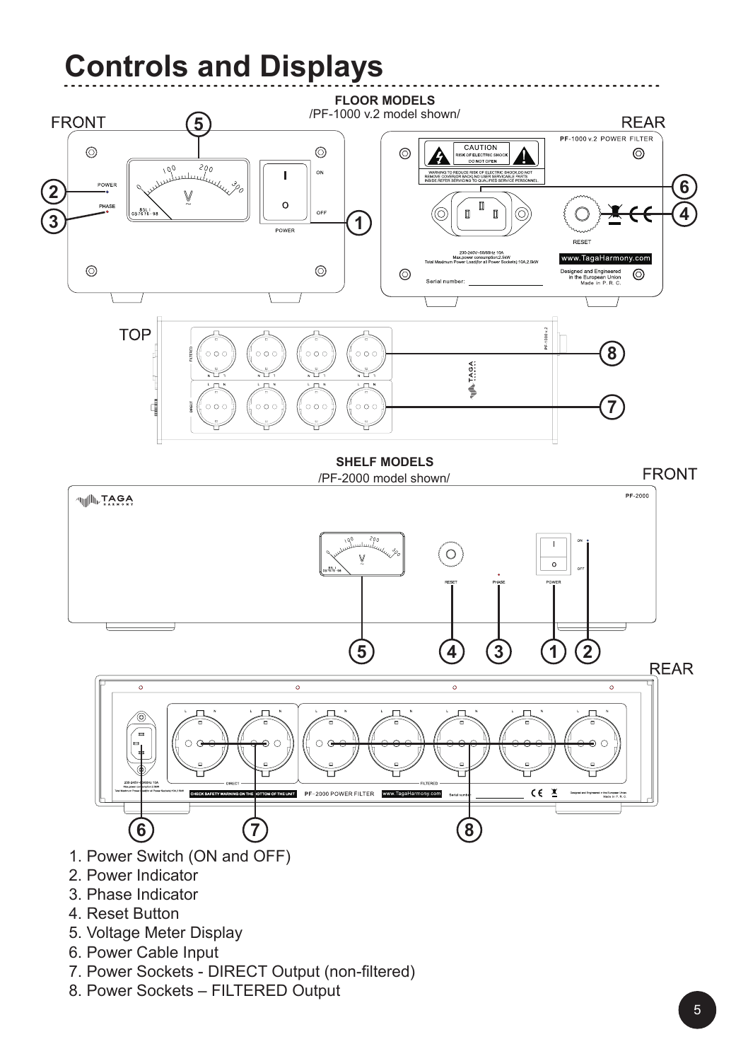# Controls and Displays

**FLOOR MODELS**
/PF-1000 v.2 model shown/

FRONT

REAR

TOP

**SHELF MODELS**
/PF-2000 model shown/

FRONT

REAR

1. Power Switch (ON and OFF)
2. Power Indicator
3. Phase Indicator
4. Reset Button
5. Voltage Meter Display
6. Power Cable Input
7. Power Sockets - DIRECT Output (non-filtered)
8. Power Sockets – FILTERED Output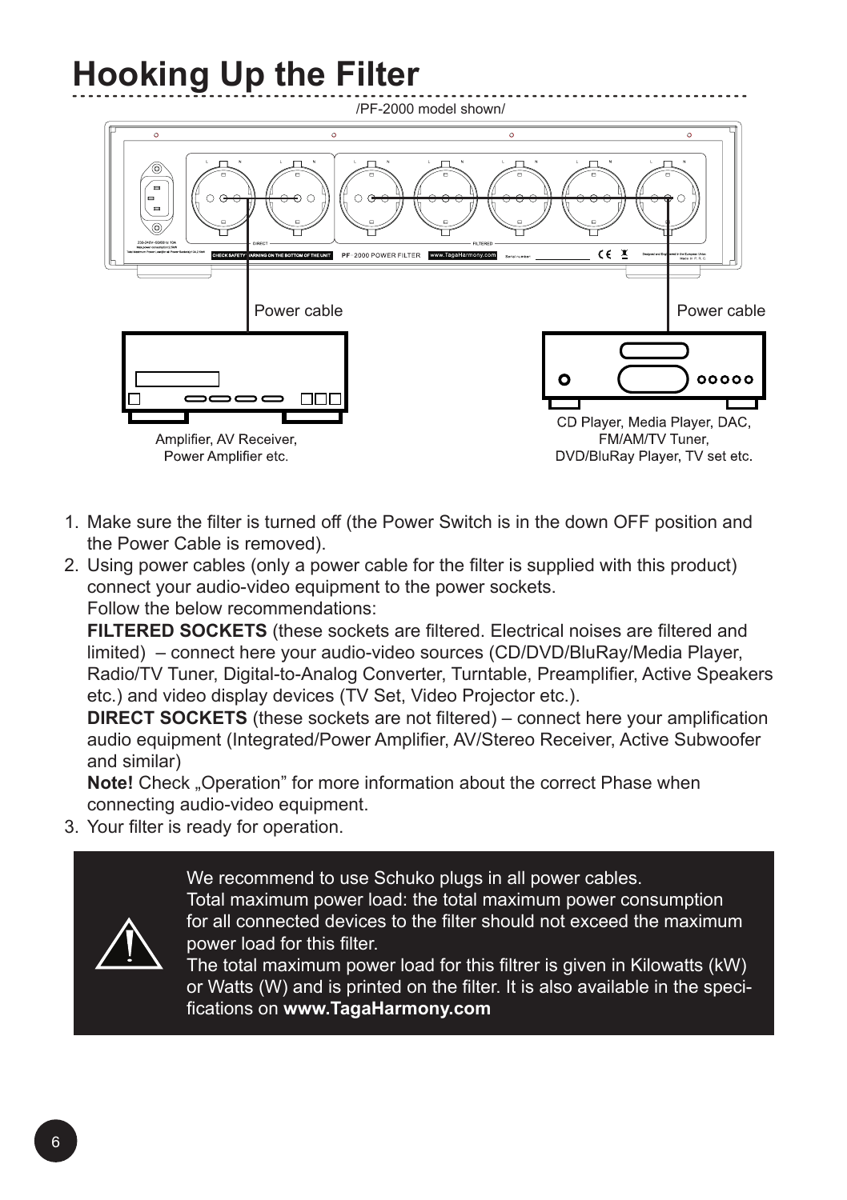# Hooking Up the Filter

/PF-2000 model shown/

Power cable

Power cable

Amplifier, AV Receiver, Power Amplifier etc.

CD Player, Media Player, DAC, FM/AM/TV Tuner, DVD/BluRay Player, TV set etc.

1. Make sure the filter is turned off (the Power Switch is in the down OFF position and the Power Cable is removed).
2. Using power cables (only a power cable for the filter is supplied with this product) connect your audio-video equipment to the power sockets.
   Follow the below recommendations:
   **FILTERED SOCKETS** (these sockets are filtered. Electrical noises are filtered and limited) – connect here your audio-video sources (CD/DVD/BluRay/Media Player, Radio/TV Tuner, Digital-to-Analog Converter, Turntable, Preamplifier, Active Speakers etc.) and video display devices (TV Set, Video Projector etc.).
   **DIRECT SOCKETS** (these sockets are not filtered) – connect here your amplification audio equipment (Integrated/Power Amplifier, AV/Stereo Receiver, Active Subwoofer and similar)
   **Note!** Check „Operation" for more information about the correct Phase when connecting audio-video equipment.
3. Your filter is ready for operation.

We recommend to use Schuko plugs in all power cables.
Total maximum power load: the total maximum power consumption for all connected devices to the filter should not exceed the maximum power load for this filter.
The total maximum power load for this filtrer is given in Kilowatts (kW) or Watts (W) and is printed on the filter. It is also available in the specifications on **www.TagaHarmony.com**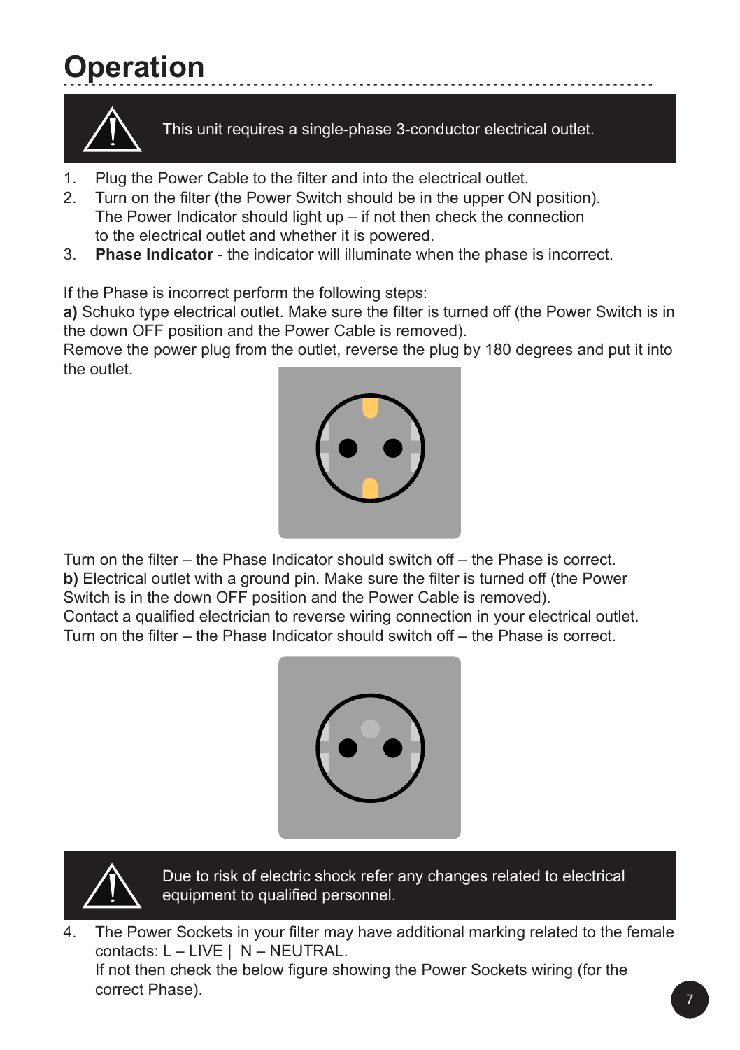# Operation

> **⚠** This unit requires a single-phase 3-conductor electrical outlet.

1. Plug the Power Cable to the filter and into the electrical outlet.
2. Turn on the filter (the Power Switch should be in the upper ON position). The Power Indicator should light up – if not then check the connection to the electrical outlet and whether it is powered.
3. **Phase Indicator** - the indicator will illuminate when the phase is incorrect.

If the Phase is incorrect perform the following steps:
**a)** Schuko type electrical outlet. Make sure the filter is turned off (the Power Switch is in the down OFF position and the Power Cable is removed).
Remove the power plug from the outlet, reverse the plug by 180 degrees and put it into the outlet.

Turn on the filter – the Phase Indicator should switch off – the Phase is correct.
**b)** Electrical outlet with a ground pin. Make sure the filter is turned off (the Power Switch is in the down OFF position and the Power Cable is removed).
Contact a qualified electrician to reverse wiring connection in your electrical outlet.
Turn on the filter – the Phase Indicator should switch off – the Phase is correct.

> **⚠** Due to risk of electric shock refer any changes related to electrical equipment to qualified personnel.

4. The Power Sockets in your filter may have additional marking related to the female contacts: L – LIVE | N – NEUTRAL.
   If not then check the below figure showing the Power Sockets wiring (for the correct Phase).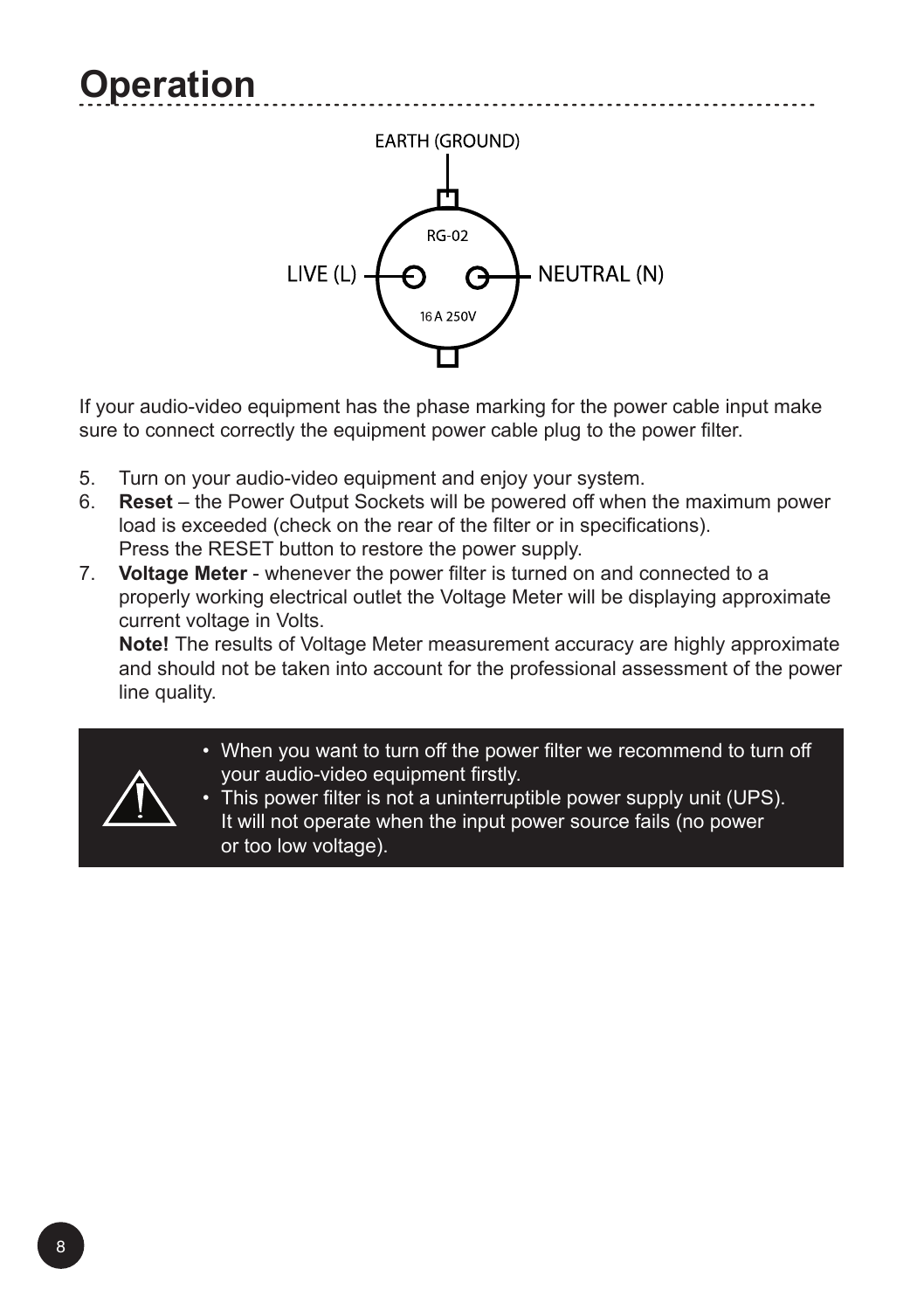# Operation

EARTH (GROUND)

LIVE (L)

NEUTRAL (N)

RG-02

16 A 250V

If your audio-video equipment has the phase marking for the power cable input make sure to connect correctly the equipment power cable plug to the power filter.

5. Turn on your audio-video equipment and enjoy your system.
6. **Reset** – the Power Output Sockets will be powered off when the maximum power load is exceeded (check on the rear of the filter or in specifications).
   Press the RESET button to restore the power supply.
7. **Voltage Meter** - whenever the power filter is turned on and connected to a properly working electrical outlet the Voltage Meter will be displaying approximate current voltage in Volts.
   **Note!** The results of Voltage Meter measurement accuracy are highly approximate and should not be taken into account for the professional assessment of the power line quality.

- When you want to turn off the power filter we recommend to turn off your audio-video equipment firstly.
- This power filter is not a uninterruptible power supply unit (UPS). It will not operate when the input power source fails (no power or too low voltage).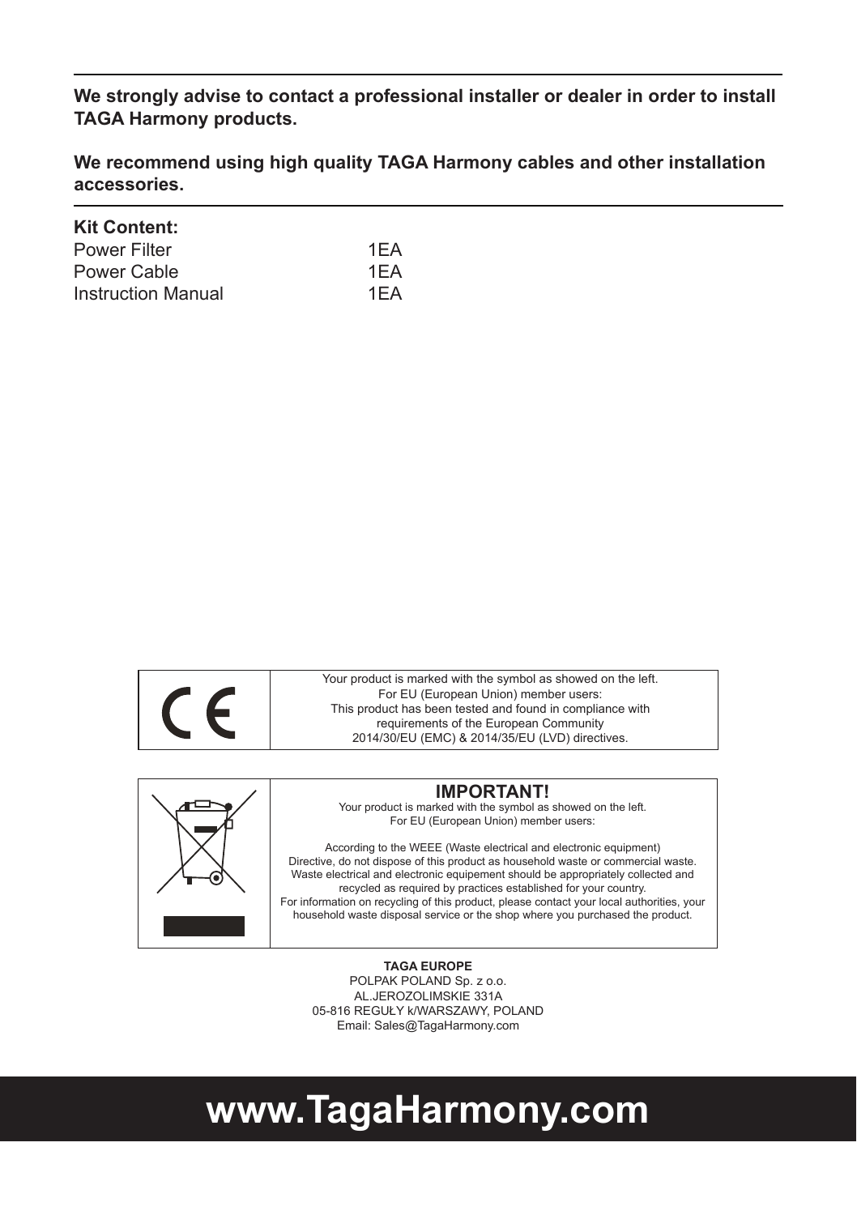**We strongly advise to contact a professional installer or dealer in order to install TAGA Harmony products.**

**We recommend using high quality TAGA Harmony cables and other installation accessories.**

**Kit Content:**

| | |
|---|---|
| Power Filter | 1EA |
| Power Cable | 1EA |
| Instruction Manual | 1EA |

Your product is marked with the symbol as showed on the left.
For EU (European Union) member users:
This product has been tested and found in compliance with requirements of the European Community 2014/30/EU (EMC) & 2014/35/EU (LVD) directives.

**IMPORTANT!**

Your product is marked with the symbol as showed on the left.
For EU (European Union) member users:

According to the WEEE (Waste electrical and electronic equipment) Directive, do not dispose of this product as household waste or commercial waste. Waste electrical and electronic equipement should be appropriately collected and recycled as required by practices established for your country.
For information on recycling of this product, please contact your local authorities, your household waste disposal service or the shop where you purchased the product.

**TAGA EUROPE**
POLPAK POLAND Sp. z o.o.
AL.JEROZOLIMSKIE 331A
05-816 REGUŁY k/WARSZAWY, POLAND
Email: Sales@TagaHarmony.com

**www.TagaHarmony.com**